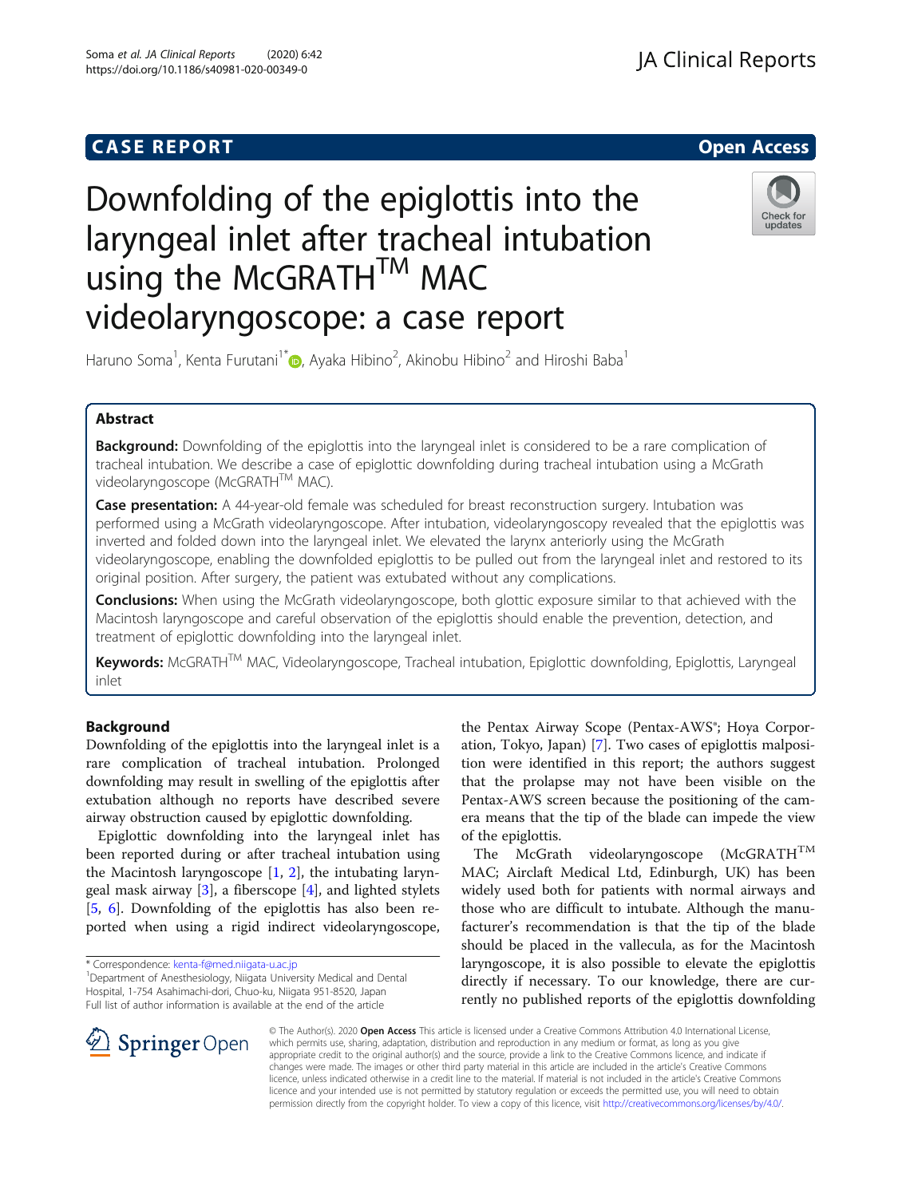CASE REPORT

Open Access

# Downfolding of the epiglottis into the laryngeal inlet after tracheal intubation using the McGRATH™ MAC videolaryngoscope: a case report

Haruno Soma[1], Kenta Furutani[1*], Ayaka Hibino[2], Akinobu Hibino[2] and Hiroshi Baba[1]

## Abstract

**Background:** Downfolding of the epiglottis into the laryngeal inlet is considered to be a rare complication of tracheal intubation. We describe a case of epiglottic downfolding during tracheal intubation using a McGrath videolaryngoscope (McGRATH™ MAC).

**Case presentation:** A 44-year-old female was scheduled for breast reconstruction surgery. Intubation was performed using a McGrath videolaryngoscope. After intubation, videolaryngoscopy revealed that the epiglottis was inverted and folded down into the laryngeal inlet. We elevated the larynx anteriorly using the McGrath videolaryngoscope, enabling the downfolded epiglottis to be pulled out from the laryngeal inlet and restored to its original position. After surgery, the patient was extubated without any complications.

**Conclusions:** When using the McGrath videolaryngoscope, both glottic exposure similar to that achieved with the Macintosh laryngoscope and careful observation of the epiglottis should enable the prevention, detection, and treatment of epiglottic downfolding into the laryngeal inlet.

**Keywords:** McGRATH™ MAC, Videolaryngoscope, Tracheal intubation, Epiglottic downfolding, Epiglottis, Laryngeal inlet

## Background

Downfolding of the epiglottis into the laryngeal inlet is a rare complication of tracheal intubation. Prolonged downfolding may result in swelling of the epiglottis after extubation although no reports have described severe airway obstruction caused by epiglottic downfolding.

Epiglottic downfolding into the laryngeal inlet has been reported during or after tracheal intubation using the Macintosh laryngoscope [1, 2], the intubating laryngeal mask airway [3], a fiberscope [4], and lighted stylets [5, 6]. Downfolding of the epiglottis has also been reported when using a rigid indirect videolaryngoscope, the Pentax Airway Scope (Pentax-AWS®; Hoya Corporation, Tokyo, Japan) [7]. Two cases of epiglottis malposition were identified in this report; the authors suggest that the prolapse may not have been visible on the Pentax-AWS screen because the positioning of the camera means that the tip of the blade can impede the view of the epiglottis.

The McGrath videolaryngoscope (McGRATH™ MAC; Airclaft Medical Ltd, Edinburgh, UK) has been widely used both for patients with normal airways and those who are difficult to intubate. Although the manufacturer's recommendation is that the tip of the blade should be placed in the vallecula, as for the Macintosh laryngoscope, it is also possible to elevate the epiglottis directly if necessary. To our knowledge, there are currently no published reports of the epiglottis downfolding

\* Correspondence: kenta-f@med.niigata-u.ac.jp
[1]Department of Anesthesiology, Niigata University Medical and Dental Hospital, 1-754 Asahimachi-dori, Chuo-ku, Niigata 951-8520, Japan
Full list of author information is available at the end of the article

© The Author(s). 2020 **Open Access** This article is licensed under a Creative Commons Attribution 4.0 International License, which permits use, sharing, adaptation, distribution and reproduction in any medium or format, as long as you give appropriate credit to the original author(s) and the source, provide a link to the Creative Commons licence, and indicate if changes were made. The images or other third party material in this article are included in the article's Creative Commons licence, unless indicated otherwise in a credit line to the material. If material is not included in the article's Creative Commons licence and your intended use is not permitted by statutory regulation or exceeds the permitted use, you will need to obtain permission directly from the copyright holder. To view a copy of this licence, visit http://creativecommons.org/licenses/by/4.0/.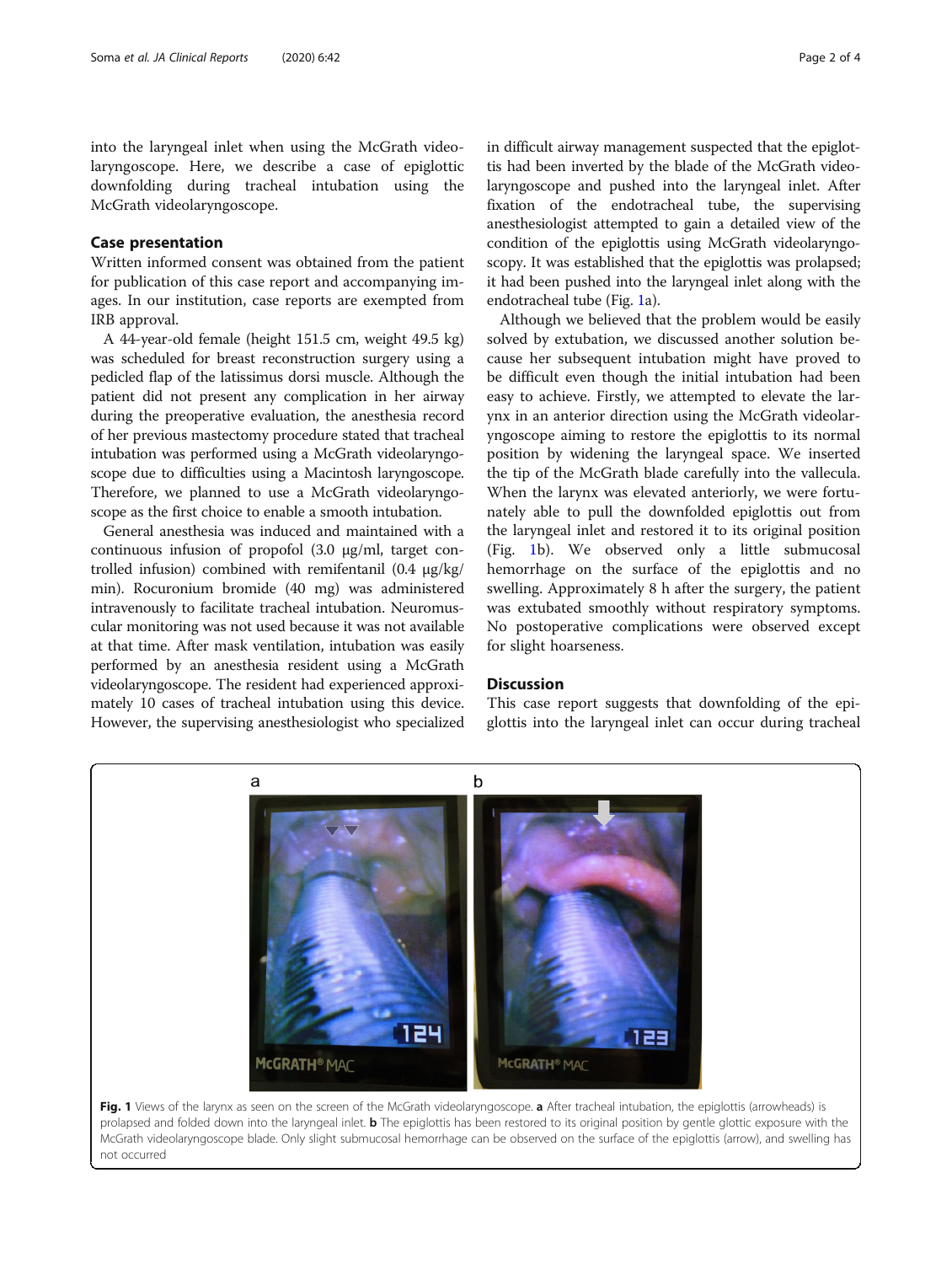into the laryngeal inlet when using the McGrath videolaryngoscope. Here, we describe a case of epiglottic downfolding during tracheal intubation using the McGrath videolaryngoscope.

## Case presentation

Written informed consent was obtained from the patient for publication of this case report and accompanying images. In our institution, case reports are exempted from IRB approval.

A 44-year-old female (height 151.5 cm, weight 49.5 kg) was scheduled for breast reconstruction surgery using a pedicled flap of the latissimus dorsi muscle. Although the patient did not present any complication in her airway during the preoperative evaluation, the anesthesia record of her previous mastectomy procedure stated that tracheal intubation was performed using a McGrath videolaryngoscope due to difficulties using a Macintosh laryngoscope. Therefore, we planned to use a McGrath videolaryngoscope as the first choice to enable a smooth intubation.

General anesthesia was induced and maintained with a continuous infusion of propofol (3.0 μg/ml, target controlled infusion) combined with remifentanil (0.4 μg/kg/min). Rocuronium bromide (40 mg) was administered intravenously to facilitate tracheal intubation. Neuromuscular monitoring was not used because it was not available at that time. After mask ventilation, intubation was easily performed by an anesthesia resident using a McGrath videolaryngoscope. The resident had experienced approximately 10 cases of tracheal intubation using this device. However, the supervising anesthesiologist who specialized in difficult airway management suspected that the epiglottis had been inverted by the blade of the McGrath videolaryngoscope and pushed into the laryngeal inlet. After fixation of the endotracheal tube, the supervising anesthesiologist attempted to gain a detailed view of the condition of the epiglottis using McGrath videolaryngoscopy. It was established that the epiglottis was prolapsed; it had been pushed into the laryngeal inlet along with the endotracheal tube (Fig. 1a).

Although we believed that the problem would be easily solved by extubation, we discussed another solution because her subsequent intubation might have proved to be difficult even though the initial intubation had been easy to achieve. Firstly, we attempted to elevate the larynx in an anterior direction using the McGrath videolaryngoscope aiming to restore the epiglottis to its normal position by widening the laryngeal space. We inserted the tip of the McGrath blade carefully into the vallecula. When the larynx was elevated anteriorly, we were fortunately able to pull the downfolded epiglottis out from the laryngeal inlet and restored it to its original position (Fig. 1b). We observed only a little submucosal hemorrhage on the surface of the epiglottis and no swelling. Approximately 8 h after the surgery, the patient was extubated smoothly without respiratory symptoms. No postoperative complications were observed except for slight hoarseness.

## Discussion

This case report suggests that downfolding of the epiglottis into the laryngeal inlet can occur during tracheal

**Fig. 1** Views of the larynx as seen on the screen of the McGrath videolaryngoscope. **a** After tracheal intubation, the epiglottis (arrowheads) is prolapsed and folded down into the laryngeal inlet. **b** The epiglottis has been restored to its original position by gentle glottic exposure with the McGrath videolaryngoscope blade. Only slight submucosal hemorrhage can be observed on the surface of the epiglottis (arrow), and swelling has not occurred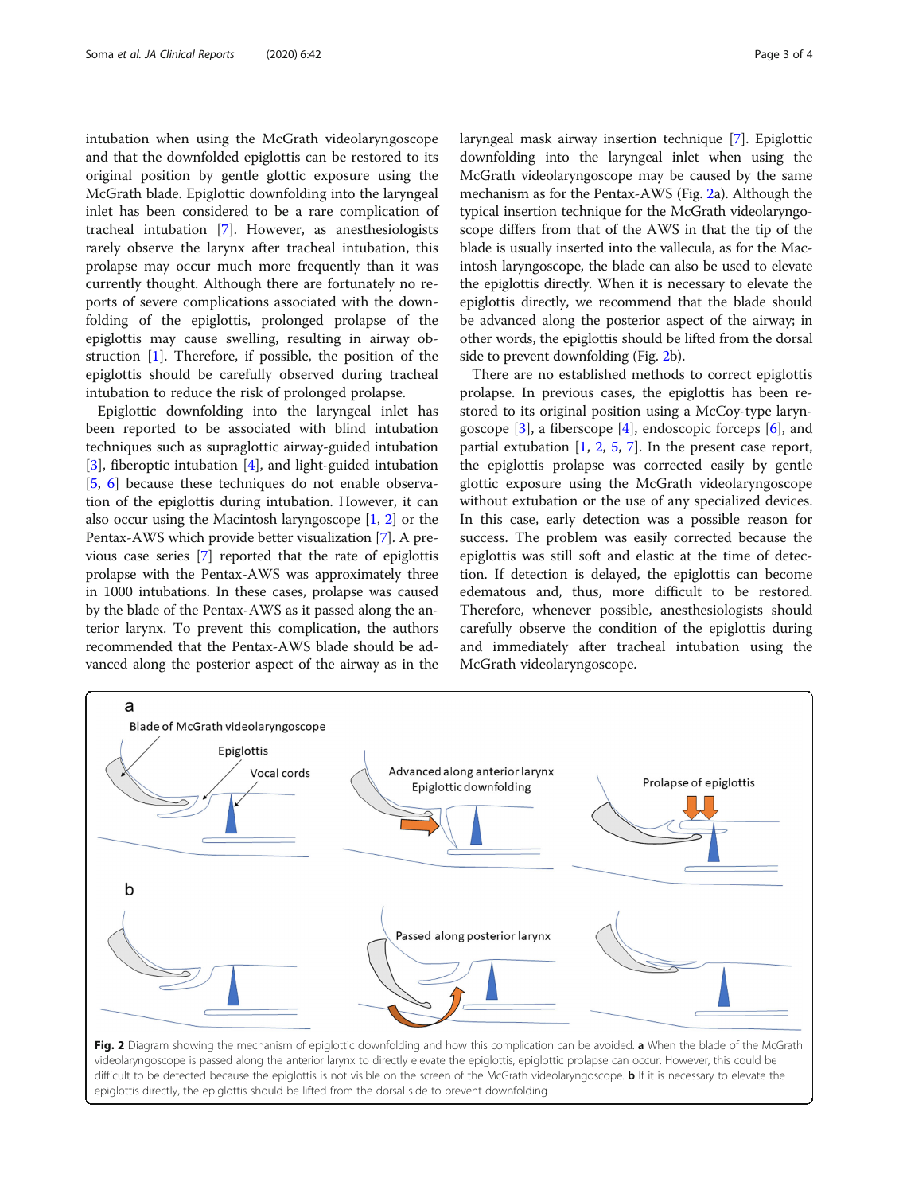intubation when using the McGrath videolaryngoscope and that the downfolded epiglottis can be restored to its original position by gentle glottic exposure using the McGrath blade. Epiglottic downfolding into the laryngeal inlet has been considered to be a rare complication of tracheal intubation [7]. However, as anesthesiologists rarely observe the larynx after tracheal intubation, this prolapse may occur much more frequently than it was currently thought. Although there are fortunately no reports of severe complications associated with the downfolding of the epiglottis, prolonged prolapse of the epiglottis may cause swelling, resulting in airway obstruction [1]. Therefore, if possible, the position of the epiglottis should be carefully observed during tracheal intubation to reduce the risk of prolonged prolapse.

Epiglottic downfolding into the laryngeal inlet has been reported to be associated with blind intubation techniques such as supraglottic airway-guided intubation [3], fiberoptic intubation [4], and light-guided intubation [5, 6] because these techniques do not enable observation of the epiglottis during intubation. However, it can also occur using the Macintosh laryngoscope [1, 2] or the Pentax-AWS which provide better visualization [7]. A previous case series [7] reported that the rate of epiglottis prolapse with the Pentax-AWS was approximately three in 1000 intubations. In these cases, prolapse was caused by the blade of the Pentax-AWS as it passed along the anterior larynx. To prevent this complication, the authors recommended that the Pentax-AWS blade should be advanced along the posterior aspect of the airway as in the laryngeal mask airway insertion technique [7]. Epiglottic downfolding into the laryngeal inlet when using the McGrath videolaryngoscope may be caused by the same mechanism as for the Pentax-AWS (Fig. 2a). Although the typical insertion technique for the McGrath videolaryngoscope differs from that of the AWS in that the tip of the blade is usually inserted into the vallecula, as for the Macintosh laryngoscope, the blade can also be used to elevate the epiglottis directly. When it is necessary to elevate the epiglottis directly, we recommend that the blade should be advanced along the posterior aspect of the airway; in other words, the epiglottis should be lifted from the dorsal side to prevent downfolding (Fig. 2b).

There are no established methods to correct epiglottis prolapse. In previous cases, the epiglottis has been restored to its original position using a McCoy-type laryngoscope [3], a fiberscope [4], endoscopic forceps [6], and partial extubation [1, 2, 5, 7]. In the present case report, the epiglottis prolapse was corrected easily by gentle glottic exposure using the McGrath videolaryngoscope without extubation or the use of any specialized devices. In this case, early detection was a possible reason for success. The problem was easily corrected because the epiglottis was still soft and elastic at the time of detection. If detection is delayed, the epiglottis can become edematous and, thus, more difficult to be restored. Therefore, whenever possible, anesthesiologists should carefully observe the condition of the epiglottis during and immediately after tracheal intubation using the McGrath videolaryngoscope.

**Fig. 2** Diagram showing the mechanism of epiglottic downfolding and how this complication can be avoided. **a** When the blade of the McGrath videolaryngoscope is passed along the anterior larynx to directly elevate the epiglottis, epiglottic prolapse can occur. However, this could be difficult to be detected because the epiglottis is not visible on the screen of the McGrath videolaryngoscope. **b** If it is necessary to elevate the epiglottis directly, the epiglottis should be lifted from the dorsal side to prevent downfolding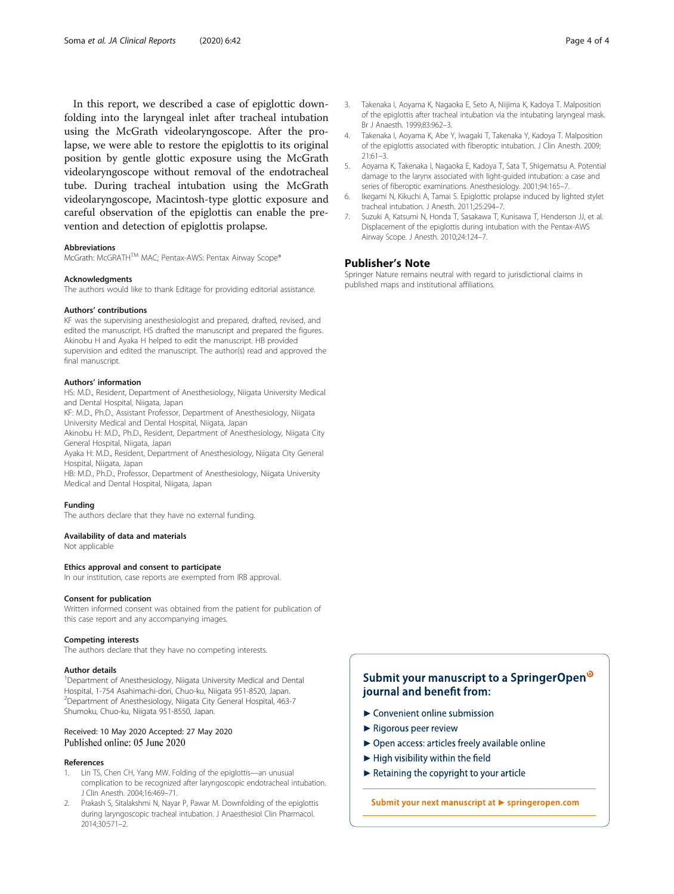In this report, we described a case of epiglottic downfolding into the laryngeal inlet after tracheal intubation using the McGrath videolaryngoscope. After the prolapse, we were able to restore the epiglottis to its original position by gentle glottic exposure using the McGrath videolaryngoscope without removal of the endotracheal tube. During tracheal intubation using the McGrath videolaryngoscope, Macintosh-type glottic exposure and careful observation of the epiglottis can enable the prevention and detection of epiglottis prolapse.

#### Abbreviations

McGrath: McGRATH™ MAC; Pentax-AWS: Pentax Airway Scope®

#### Acknowledgments

The authors would like to thank Editage for providing editorial assistance.

#### Authors' contributions

KF was the supervising anesthesiologist and prepared, drafted, revised, and edited the manuscript. HS drafted the manuscript and prepared the figures. Akinobu H and Ayaka H helped to edit the manuscript. HB provided supervision and edited the manuscript. The author(s) read and approved the final manuscript.

#### Authors' information

HS: M.D., Resident, Department of Anesthesiology, Niigata University Medical and Dental Hospital, Niigata, Japan
KF: M.D., Ph.D., Assistant Professor, Department of Anesthesiology, Niigata University Medical and Dental Hospital, Niigata, Japan
Akinobu H: M.D., Ph.D., Resident, Department of Anesthesiology, Niigata City General Hospital, Niigata, Japan
Ayaka H: M.D., Resident, Department of Anesthesiology, Niigata City General Hospital, Niigata, Japan
HB: M.D., Ph.D., Professor, Department of Anesthesiology, Niigata University Medical and Dental Hospital, Niigata, Japan

#### Funding

The authors declare that they have no external funding.

#### Availability of data and materials

Not applicable

#### Ethics approval and consent to participate

In our institution, case reports are exempted from IRB approval.

#### Consent for publication

Written informed consent was obtained from the patient for publication of this case report and any accompanying images.

#### Competing interests

The authors declare that they have no competing interests.

#### Author details

[1]Department of Anesthesiology, Niigata University Medical and Dental Hospital, 1-754 Asahimachi-dori, Chuo-ku, Niigata 951-8520, Japan. [2]Department of Anesthesiology, Niigata City General Hospital, 463-7 Shumoku, Chuo-ku, Niigata 951-8550, Japan.

Received: 10 May 2020 Accepted: 27 May 2020
Published online: 05 June 2020

#### References

1. Lin TS, Chen CH, Yang MW. Folding of the epiglottis—an unusual complication to be recognized after laryngoscopic endotracheal intubation. J Clin Anesth. 2004;16:469–71.
2. Prakash S, Sitalakshmi N, Nayar P, Pawar M. Downfolding of the epiglottis during laryngoscopic tracheal intubation. J Anaesthesiol Clin Pharmacol. 2014;30:571–2.
3. Takenaka I, Aoyama K, Nagaoka E, Seto A, Niijima K, Kadoya T. Malposition of the epiglottis after tracheal intubation via the intubating laryngeal mask. Br J Anaesth. 1999;83:962–3.
4. Takenaka I, Aoyama K, Abe Y, Iwagaki T, Takenaka Y, Kadoya T. Malposition of the epiglottis associated with fiberoptic intubation. J Clin Anesth. 2009; 21:61–3.
5. Aoyama K, Takenaka I, Nagaoka E, Kadoya T, Sata T, Shigematsu A. Potential damage to the larynx associated with light-guided intubation: a case and series of fiberoptic examinations. Anesthesiology. 2001;94:165–7.
6. Ikegami N, Kikuchi A, Tamai S. Epiglottic prolapse induced by lighted stylet tracheal intubation. J Anesth. 2011;25:294–7.
7. Suzuki A, Katsumi N, Honda T, Sasakawa T, Kunisawa T, Henderson JJ, et al. Displacement of the epiglottis during intubation with the Pentax-AWS Airway Scope. J Anesth. 2010;24:124–7.

### Publisher's Note

Springer Nature remains neutral with regard to jurisdictional claims in published maps and institutional affiliations.

**Submit your manuscript to a SpringerOpen journal and benefit from:**

- Convenient online submission
- Rigorous peer review
- Open access: articles freely available online
- High visibility within the field
- Retaining the copyright to your article

**Submit your next manuscript at ► springeropen.com**